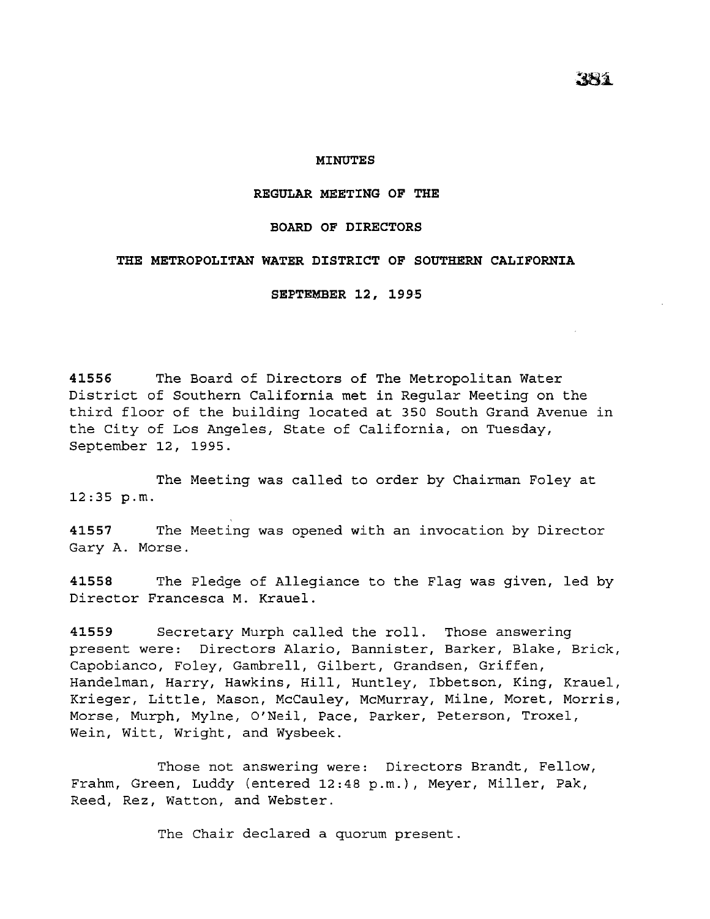# MINUTES

## REGULAR MEETING OF THE

## BOARD OF DIRECTORS

## THE METROPOLITAN WATER DISTRICT OF SOUTHERN CALIFORNIA

## SEPTEMBER 12, 1995

**41556** The Board of Directors of The Metropolitan Water District of Southern California met in Regular Meeting on the third floor of the building located at 350 South Grand Avenue in the City of Los Angeles, State of California, on Tuesday, September 12, 1995.

The Meeting was called to order by Chairman Foley at 12:35 p.m.

**41557** The Meeting was opened with an invocation by Director Gary A. Morse.

**41558** The Pledge of Allegiance to the Flag was given, led by Director Francesca M. Krauel.

**41559** Secretary Murph called the roll. Those answering present were: Directors Alario, Bannister, Barker, Blake, Brick, Capobianco, Foley, Gambrell, Gilbert, Grandsen, Griffen, Handelman, Harry, Hawkins, Hill, Huntley, Ibbetson, King, Krauel, Krieger, Little, Mason, McCauley, McMurray, Milne, Moret, Morris, Morse, Murph, Mylne, O'Neil, Pace, Parker, Peterson, Troxel, Wein, Witt, Wright, and Wysbeek.

Those not answering were: Directors Brandt, Fellow, Frahm, Green, Luddy (entered 12:48 p.m.), Meyer, Miller, Pak, Reed, Rez, Watton, and Webster.

The Chair declared a quorum present.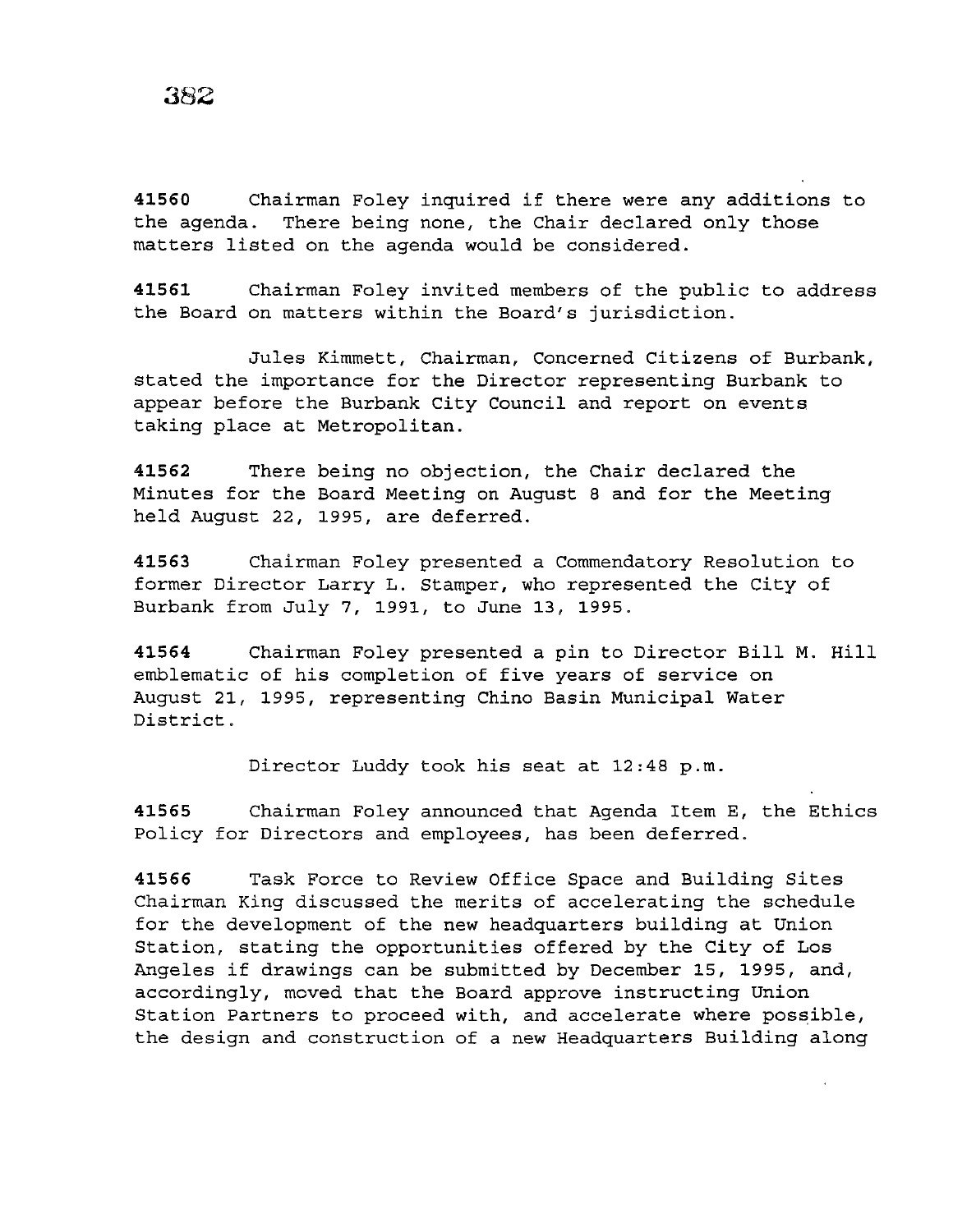**41560** Chairman Foley inquired if there were any additions to the agenda. There being none, the Chair declared only those matters listed on the agenda would be considered.

**41561** Chairman Foley invited members of the public to address the Board on matters within the Board's jurisdiction.

Jules Kimmett, Chairman, Concerned Citizens of Burbank, stated the importance for the Director representing Burbank to appear before the Burbank City Council and report on events taking place at Metropolitan.

**41562** There being no objection, the Chair declared the Minutes for the Board Meeting on August 8 and for the Meeting held August 22, 1995, are deferred.

**41563** Chairman Foley presented a Commendatory Resolution to former Director Larry L. Stamper, who represented the City of Burbank from July 7, 1991, to June 13, 1995.

**41564** Chairman Foley presented a pin to Director Bill M. Hill emblematic of his completion of five years of service on August 21, 1995, representing Chino Basin Municipal Water District.

Director Luddy took his seat at 12:48 p.m.

**41565** Chairman Foley announced that Agenda Item E, the Ethics Policy for Directors and employees, has been deferred.

**41566** Task Force to Review Office Space and Building Sites Chairman King discussed the merits of accelerating the schedule for the development of the new headquarters building at Union Station, stating the opportunities offered by the City of Los Angeles if drawings can be submitted by December 15, 1995, and, accordingly, moved that the Board approve instructing Union Station Partners to proceed with, and accelerate where possible, the design and construction of a new Headquarters Building along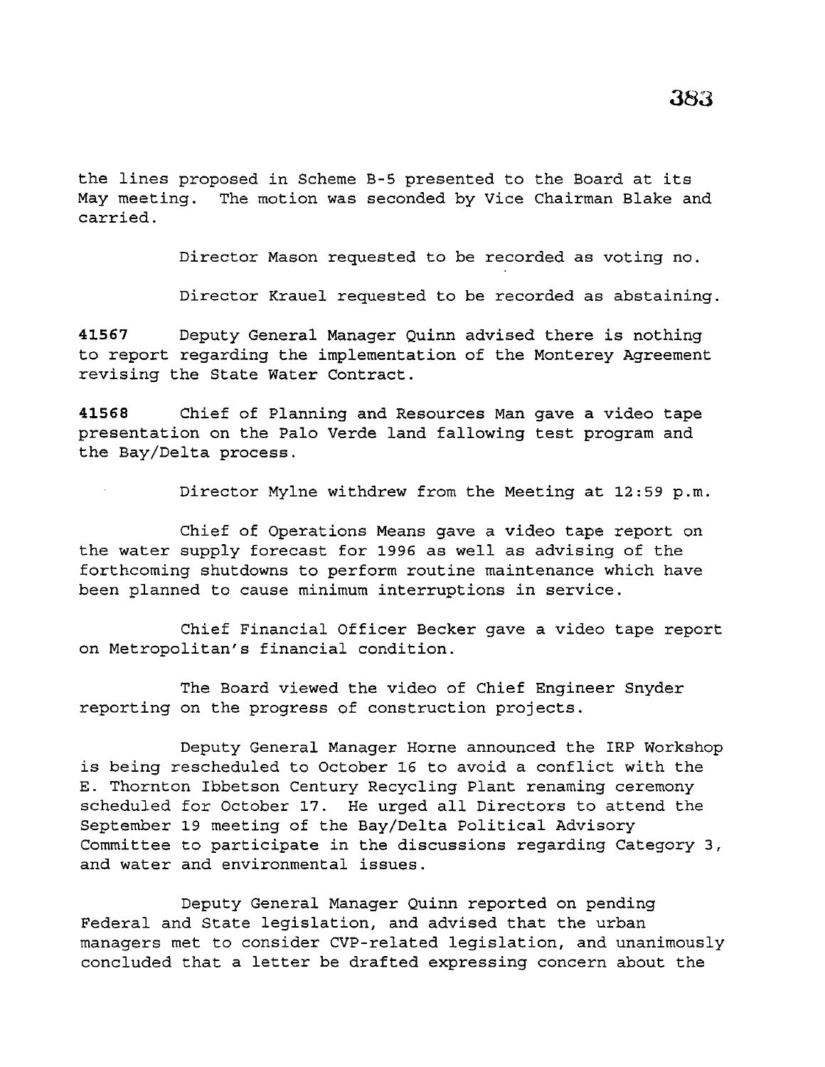the lines proposed in Scheme B-5 presented to the Board at its May meeting. The motion was seconded by Vice Chairman Blake and carried.

Director Mason requested to be recorded as voting no.

Director Krauel requested to be recorded as abstaining.

**41567** Deputy General Manager Quinn advised there is nothing to report regarding the implementation of the Monterey Agreement revising the State Water Contract.

**41568** Chief of Planning and Resources Man gave a video tape presentation on the Palo Verde land fallowing test program and the Bay/Delta process.

Director Mylne withdrew from the Meeting at 12:59 p.m.

Chief of Operations Means gave a video tape report on the water supply forecast for 1996 as well as advising of the forthcoming shutdowns to perform routine maintenance which have been planned to cause minimum interruptions in service.

Chief Financial Officer Becker gave a video tape report on Metropolitan's financial condition.

The Board viewed the video of Chief Engineer Snyder reporting on the progress of construction projects.

Deputy General Manager Horne announced the IRP Workshop is being rescheduled to October 16 to avoid a conflict with the E. Thornton Ibbetson Century Recycling Plant renaming ceremony scheduled for October 17. He urged all Directors to attend the September 19 meeting of the Bay/Delta Political Advisory Committee to participate in the discussions regarding Category 3, and water and environmental issues.

Deputy General Manager Quinn reported on pending Federal and State legislation, and advised that the urban managers met to consider CVP-related legislation, and unanimously concluded that a letter be drafted expressing concern about the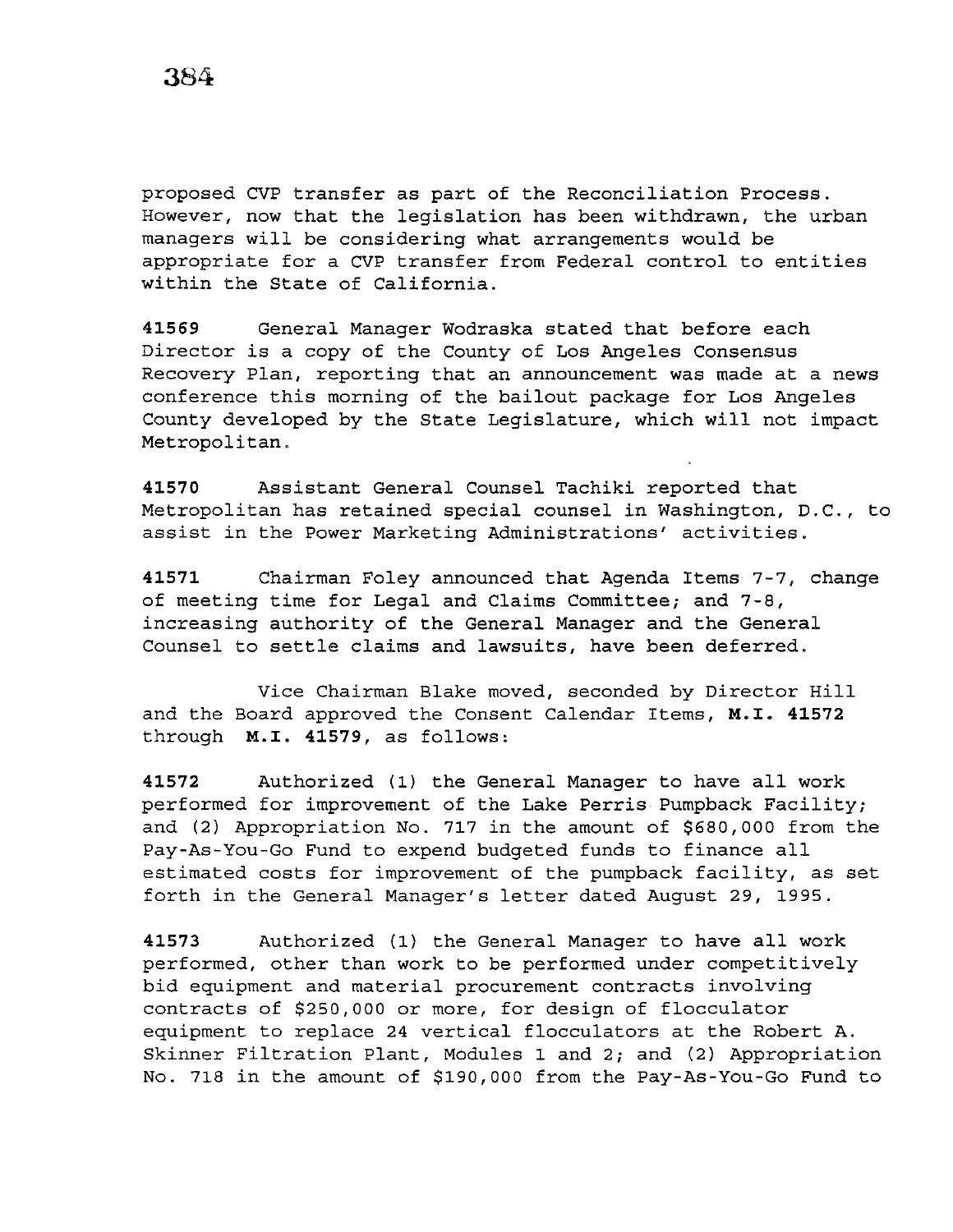proposed CVP transfer as part of the Reconciliation Process. However, now that the legislation has been withdrawn, the urban managers will be considering what arrangements would be appropriate for a CVP transfer from Federal control to entities within the State of California.

**41569** General Manager Wodraska stated that before each Director is a copy of the County of Los Angeles Consensus Recovery Plan, reporting that an announcement was made at a news conference this morning of the bailout package for Los Angeles County developed by the State Legislature, which will not impact Metropolitan.

**41570** Assistant General Counsel Tachiki reported that Metropolitan has retained special counsel in Washington, D.C., to assist in the Power Marketing Administrations' activities.

**41571** Chairman Foley announced that Agenda Items 7-7, change of meeting time for Legal and Claims Committee; and 7-8, increasing authority of the General Manager and the General Counsel to settle claims and lawsuits, have been deferred.

Vice Chairman Blake moved, seconded by Director Hill and the Board approved the Consent Calendar Items, **M.I. 41572** through **M.I. 41579**, as follows:

**41572** Authorized (1) the General Manager to have all work performed for improvement of the Lake Perris Pumpback Facility; and (2) Appropriation No. 717 in the amount of $680,000 from the Pay-As-You-Go Fund to expend budgeted funds to finance all estimated costs for improvement of the pumpback facility, as set forth in the General Manager's letter dated August 29, 1995.

**41573** Authorized (1) the General Manager to have all work performed, other than work to be performed under competitively bid equipment and material procurement contracts involving contracts of $250,000 or more, for design of flocculator equipment to replace 24 vertical flocculators at the Robert A. Skinner Filtration Plant, Modules 1 and 2; and (2) Appropriation No. 718 in the amount of $190,000 from the Pay-As-You-Go Fund to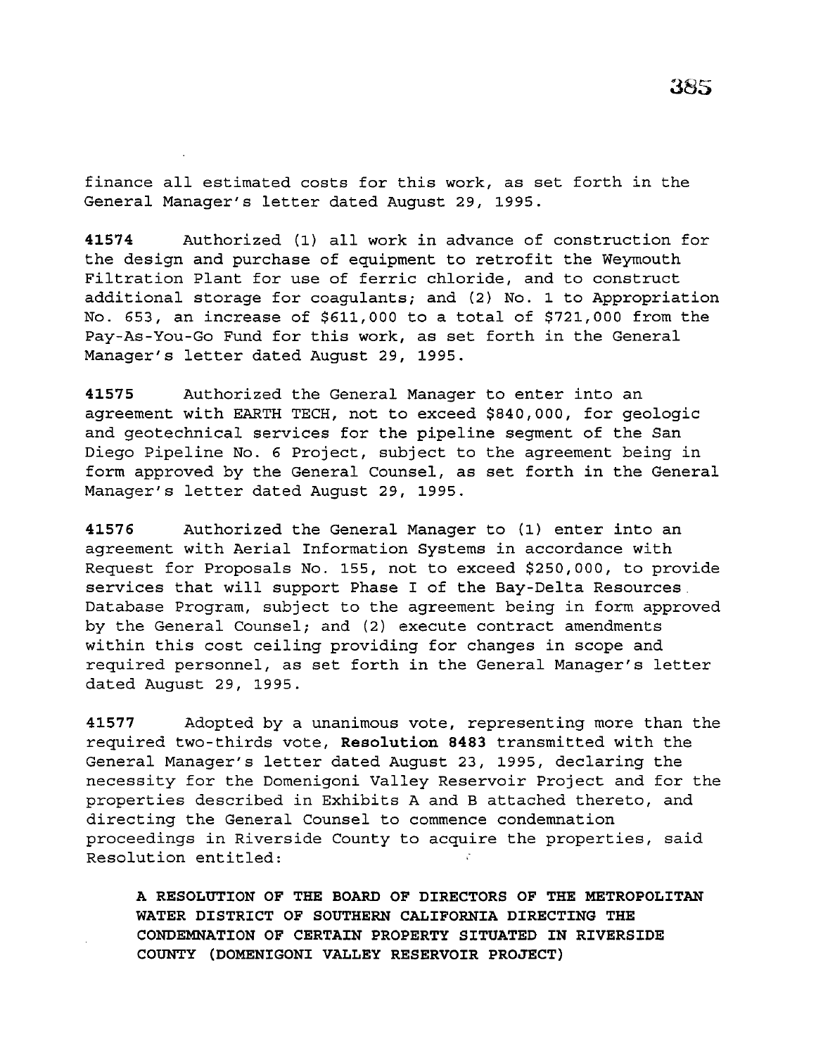finance all estimated costs for this work, as set forth in the General Manager's letter dated August 29, 1995.

**41574** Authorized (1) all work in advance of construction for the design and purchase of equipment to retrofit the Weymouth Filtration Plant for use of ferric chloride, and to construct additional storage for coagulants; and (2) No. 1 to Appropriation No. 653, an increase of $611,000 to a total of $721,000 from the Pay-As-You-Go Fund for this work, as set forth in the General Manager's letter dated August 29, 1995.

**41575** Authorized the General Manager to enter into an agreement with EARTH TECH, not to exceed $840,000, for geologic and geotechnical services for the pipeline segment of the San Diego Pipeline No. 6 Project, subject to the agreement being in form approved by the General Counsel, as set forth in the General Manager's letter dated August 29, 1995.

**41576** Authorized the General Manager to (1) enter into an agreement with Aerial Information Systems in accordance with Request for Proposals No. 155, not to exceed $250,000, to provide services that will support Phase I of the Bay-Delta Resources Database Program, subject to the agreement being in form approved by the General Counsel; and (2) execute contract amendments within this cost ceiling providing for changes in scope and required personnel, as set forth in the General Manager's letter dated August 29, 1995.

**41577** Adopted by a unanimous vote, representing more than the required two-thirds vote, **Resolution 8483** transmitted with the General Manager's letter dated August 23, 1995, declaring the necessity for the Domenigoni Valley Reservoir Project and for the properties described in Exhibits A and B attached thereto, and directing the General Counsel to commence condemnation proceedings in Riverside County to acquire the properties, said Resolution entitled:

**A RESOLUTION OF THE BOARD OF DIRECTORS OF THE METROPOLITAN WATER DISTRICT OF SOUTHERN CALIFORNIA DIRECTING THE CONDEMNATION OF CERTAIN PROPERTY SITUATED IN RIVERSIDE COUNTY (DOMENIGONI VALLEY RESERVOIR PROJECT)**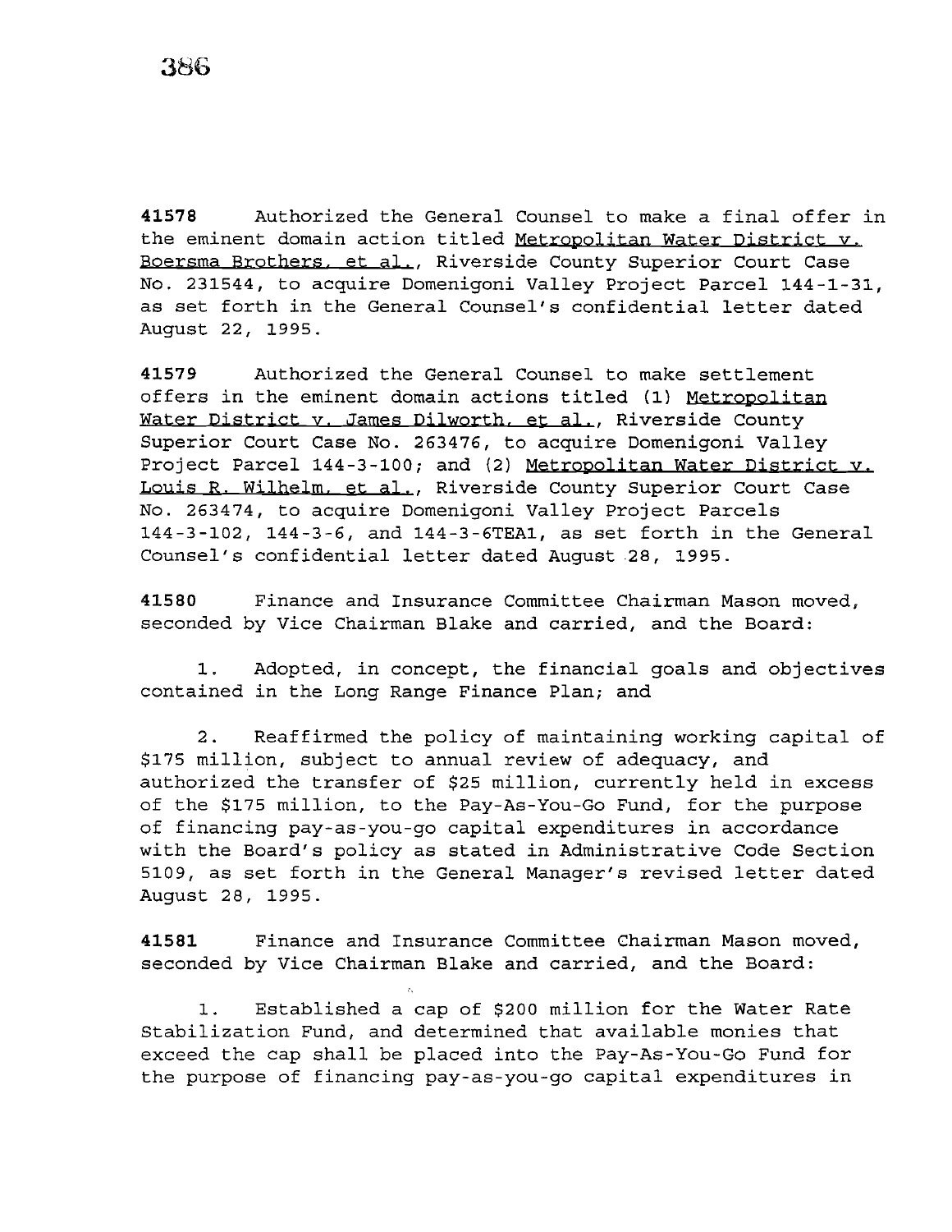**41578** Authorized the General Counsel to make a final offer in the eminent domain action titled <u>Metropolitan Water District v. Boersma Brothers, et al.</u>, Riverside County Superior Court Case No. 231544, to acquire Domenigoni Valley Project Parcel 144-1-31, as set forth in the General Counsel's confidential letter dated August 22, 1995.

**41579** Authorized the General Counsel to make settlement offers in the eminent domain actions titled (1) <u>Metropolitan Water District v. James Dilworth, et al.</u>, Riverside County Superior Court Case No. 263476, to acquire Domenigoni Valley Project Parcel 144-3-100; and (2) <u>Metropolitan Water District v. Louis R. Wilhelm, et al.</u>, Riverside County Superior Court Case No. 263474, to acquire Domenigoni Valley Project Parcels 144-3-102, 144-3-6, and 144-3-6TEA1, as set forth in the General Counsel's confidential letter dated August 28, 1995.

**41580** Finance and Insurance Committee Chairman Mason moved, seconded by Vice Chairman Blake and carried, and the Board:

1. Adopted, in concept, the financial goals and objectives contained in the Long Range Finance Plan; and

2. Reaffirmed the policy of maintaining working capital of $175 million, subject to annual review of adequacy, and authorized the transfer of $25 million, currently held in excess of the $175 million, to the Pay-As-You-Go Fund, for the purpose of financing pay-as-you-go capital expenditures in accordance with the Board's policy as stated in Administrative Code Section 5109, as set forth in the General Manager's revised letter dated August 28, 1995.

**41581** Finance and Insurance Committee Chairman Mason moved, seconded by Vice Chairman Blake and carried, and the Board:

1. Established a cap of $200 million for the Water Rate Stabilization Fund, and determined that available monies that exceed the cap shall be placed into the Pay-As-You-Go Fund for the purpose of financing pay-as-you-go capital expenditures in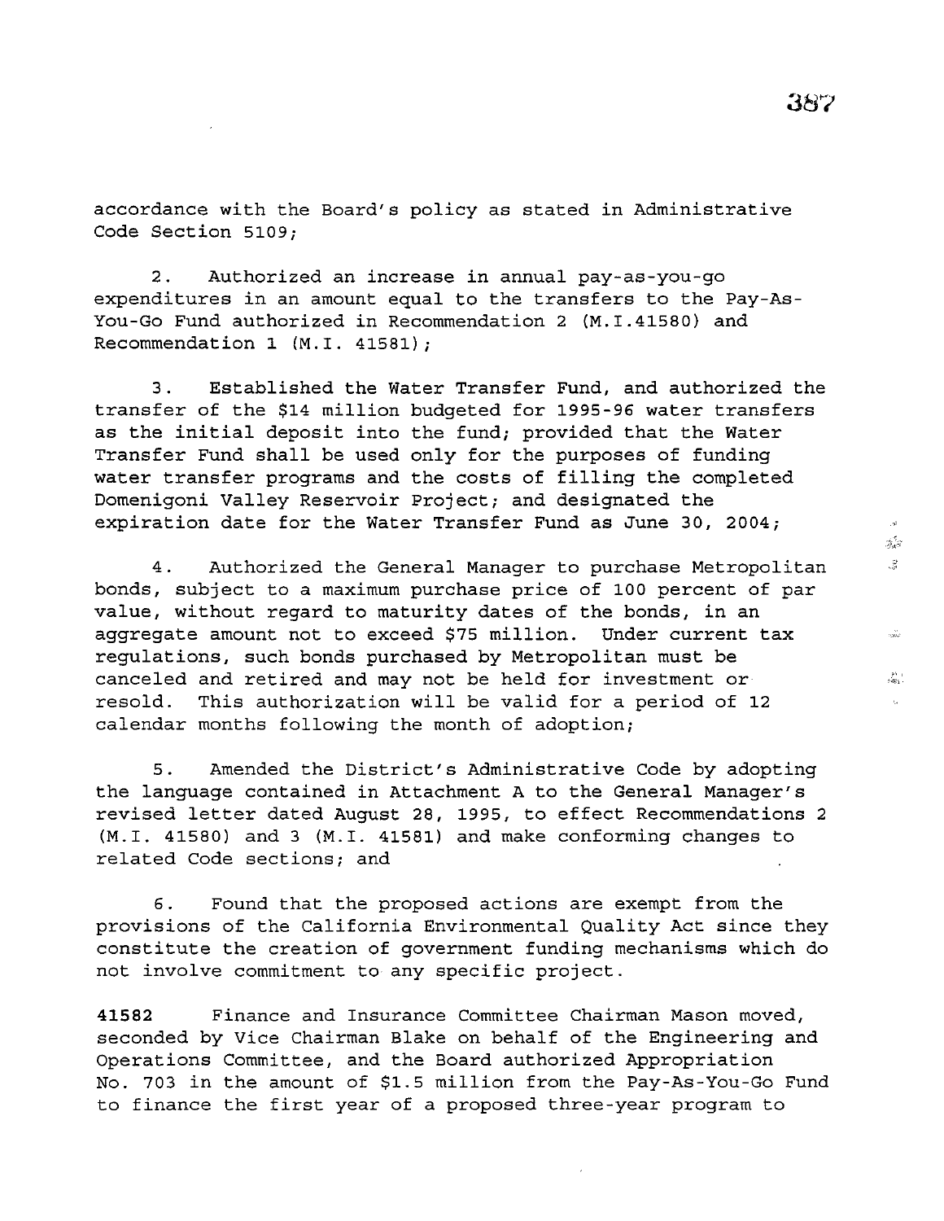accordance with the Board's policy as stated in Administrative Code Section 5109;

2. Authorized an increase in annual pay-as-you-go expenditures in an amount equal to the transfers to the Pay-As-You-Go Fund authorized in Recommendation 2 (M.I.41580) and Recommendation 1 (M.I. 41581);

3. Established the Water Transfer Fund, and authorized the transfer of the $14 million budgeted for 1995-96 water transfers as the initial deposit into the fund; provided that the Water Transfer Fund shall be used only for the purposes of funding water transfer programs and the costs of filling the completed Domenigoni Valley Reservoir Project; and designated the expiration date for the Water Transfer Fund as June 30, 2004;

4. Authorized the General Manager to purchase Metropolitan bonds, subject to a maximum purchase price of 100 percent of par value, without regard to maturity dates of the bonds, in an aggregate amount not to exceed $75 million. Under current tax regulations, such bonds purchased by Metropolitan must be canceled and retired and may not be held for investment or resold. This authorization will be valid for a period of 12 calendar months following the month of adoption;

5. Amended the District's Administrative Code by adopting the language contained in Attachment A to the General Manager's revised letter dated August 28, 1995, to effect Recommendations 2 (M.I. 41580) and 3 (M.I. 41581) and make conforming changes to related Code sections; and

6. Found that the proposed actions are exempt from the provisions of the California Environmental Quality Act since they constitute the creation of government funding mechanisms which do not involve commitment to any specific project.

**41582** Finance and Insurance Committee Chairman Mason moved, seconded by Vice Chairman Blake on behalf of the Engineering and Operations Committee, and the Board authorized Appropriation No. 703 in the amount of $1.5 million from the Pay-As-You-Go Fund to finance the first year of a proposed three-year program to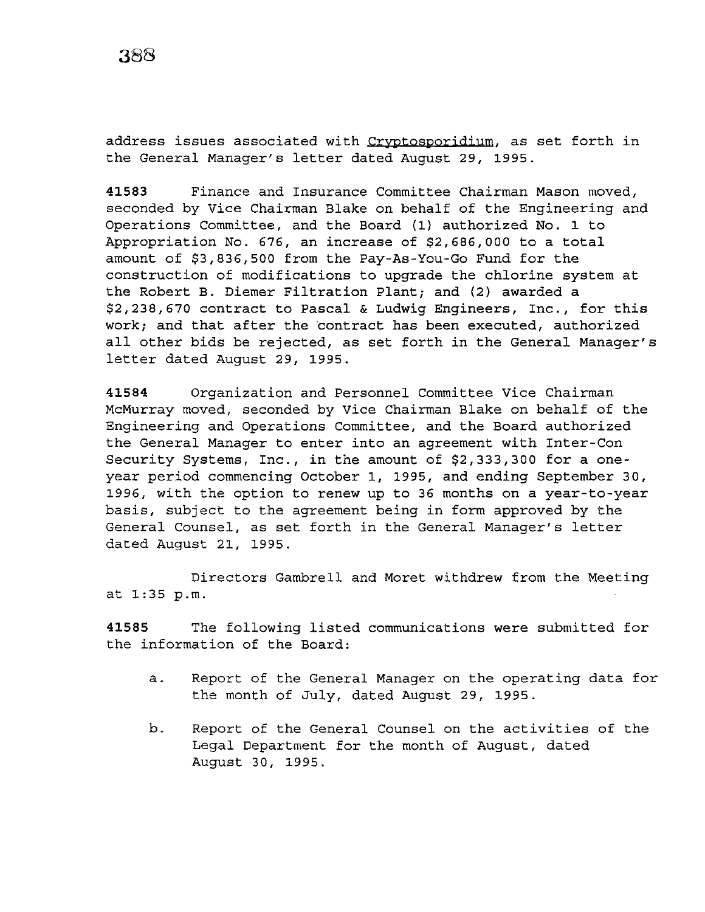address issues associated with _Cryptosporidium_, as set forth in the General Manager's letter dated August 29, 1995.

**41583** Finance and Insurance Committee Chairman Mason moved, seconded by Vice Chairman Blake on behalf of the Engineering and Operations Committee, and the Board (1) authorized No. 1 to Appropriation No. 676, an increase of $2,686,000 to a total amount of $3,836,500 from the Pay-As-You-Go Fund for the construction of modifications to upgrade the chlorine system at the Robert B. Diemer Filtration Plant; and (2) awarded a $2,238,670 contract to Pascal & Ludwig Engineers, Inc., for this work; and that after the contract has been executed, authorized all other bids be rejected, as set forth in the General Manager's letter dated August 29, 1995.

**41584** Organization and Personnel Committee Vice Chairman McMurray moved, seconded by Vice Chairman Blake on behalf of the Engineering and Operations Committee, and the Board authorized the General Manager to enter into an agreement with Inter-Con Security Systems, Inc., in the amount of $2,333,300 for a one-year period commencing October 1, 1995, and ending September 30, 1996, with the option to renew up to 36 months on a year-to-year basis, subject to the agreement being in form approved by the General Counsel, as set forth in the General Manager's letter dated August 21, 1995.

Directors Gambrell and Moret withdrew from the Meeting at 1:35 p.m.

**41585** The following listed communications were submitted for the information of the Board:

a. Report of the General Manager on the operating data for the month of July, dated August 29, 1995.

b. Report of the General Counsel on the activities of the Legal Department for the month of August, dated August 30, 1995.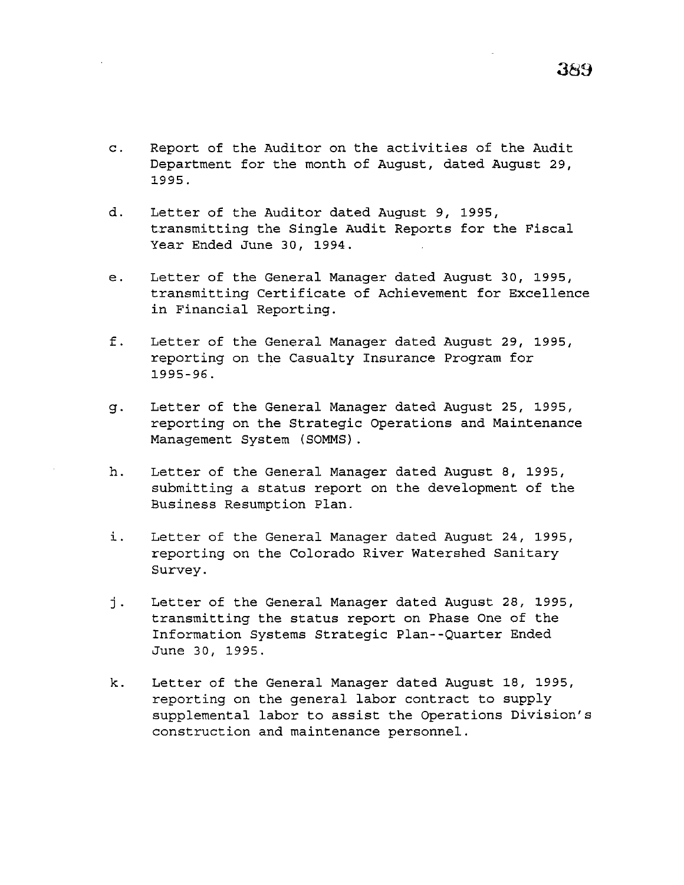c. Report of the Auditor on the activities of the Audit Department for the month of August, dated August 29, 1995.

d. Letter of the Auditor dated August 9, 1995, transmitting the Single Audit Reports for the Fiscal Year Ended June 30, 1994.

e. Letter of the General Manager dated August 30, 1995, transmitting Certificate of Achievement for Excellence in Financial Reporting.

f. Letter of the General Manager dated August 29, 1995, reporting on the Casualty Insurance Program for 1995-96.

g. Letter of the General Manager dated August 25, 1995, reporting on the Strategic Operations and Maintenance Management System (SOMMS).

h. Letter of the General Manager dated August 8, 1995, submitting a status report on the development of the Business Resumption Plan.

i. Letter of the General Manager dated August 24, 1995, reporting on the Colorado River Watershed Sanitary Survey.

j. Letter of the General Manager dated August 28, 1995, transmitting the status report on Phase One of the Information Systems Strategic Plan--Quarter Ended June 30, 1995.

k. Letter of the General Manager dated August 18, 1995, reporting on the general labor contract to supply supplemental labor to assist the Operations Division's construction and maintenance personnel.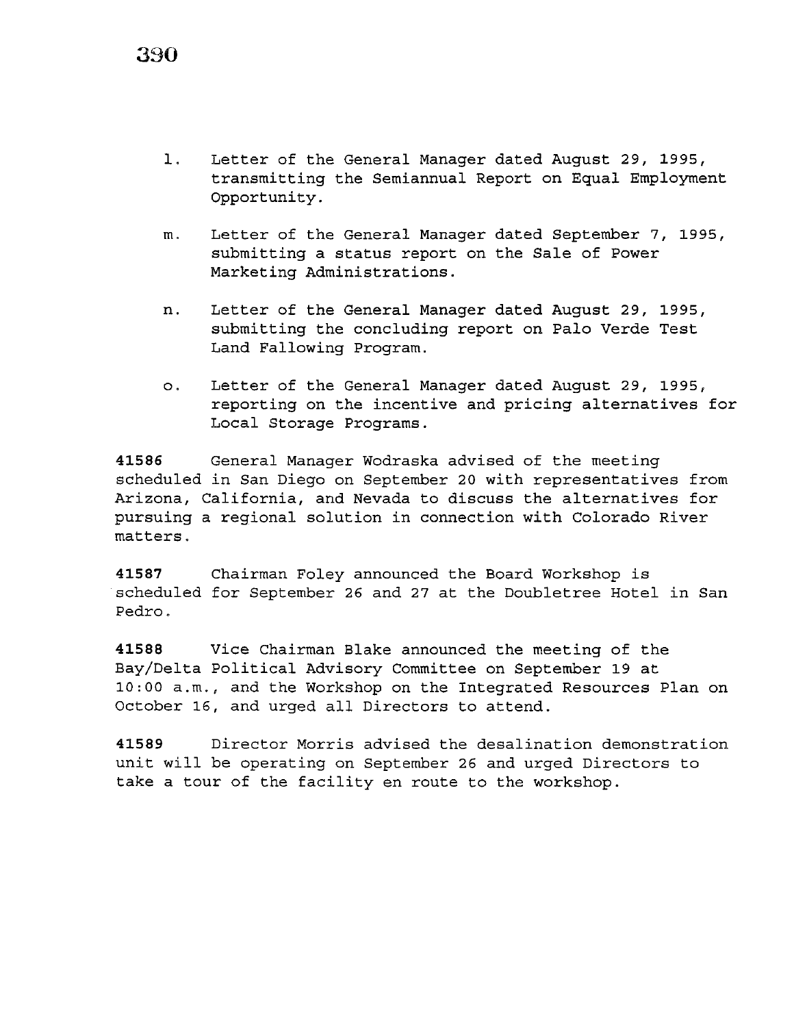l. Letter of the General Manager dated August 29, 1995, transmitting the Semiannual Report on Equal Employment Opportunity.

m. Letter of the General Manager dated September 7, 1995, submitting a status report on the Sale of Power Marketing Administrations.

n. Letter of the General Manager dated August 29, 1995, submitting the concluding report on Palo Verde Test Land Fallowing Program.

o. Letter of the General Manager dated August 29, 1995, reporting on the incentive and pricing alternatives for Local Storage Programs.

**41586** General Manager Wodraska advised of the meeting scheduled in San Diego on September 20 with representatives from Arizona, California, and Nevada to discuss the alternatives for pursuing a regional solution in connection with Colorado River matters.

**41587** Chairman Foley announced the Board Workshop is scheduled for September 26 and 27 at the Doubletree Hotel in San Pedro.

**41588** Vice Chairman Blake announced the meeting of the Bay/Delta Political Advisory Committee on September 19 at 10:00 a.m., and the Workshop on the Integrated Resources Plan on October 16, and urged all Directors to attend.

**41589** Director Morris advised the desalination demonstration unit will be operating on September 26 and urged Directors to take a tour of the facility en route to the workshop.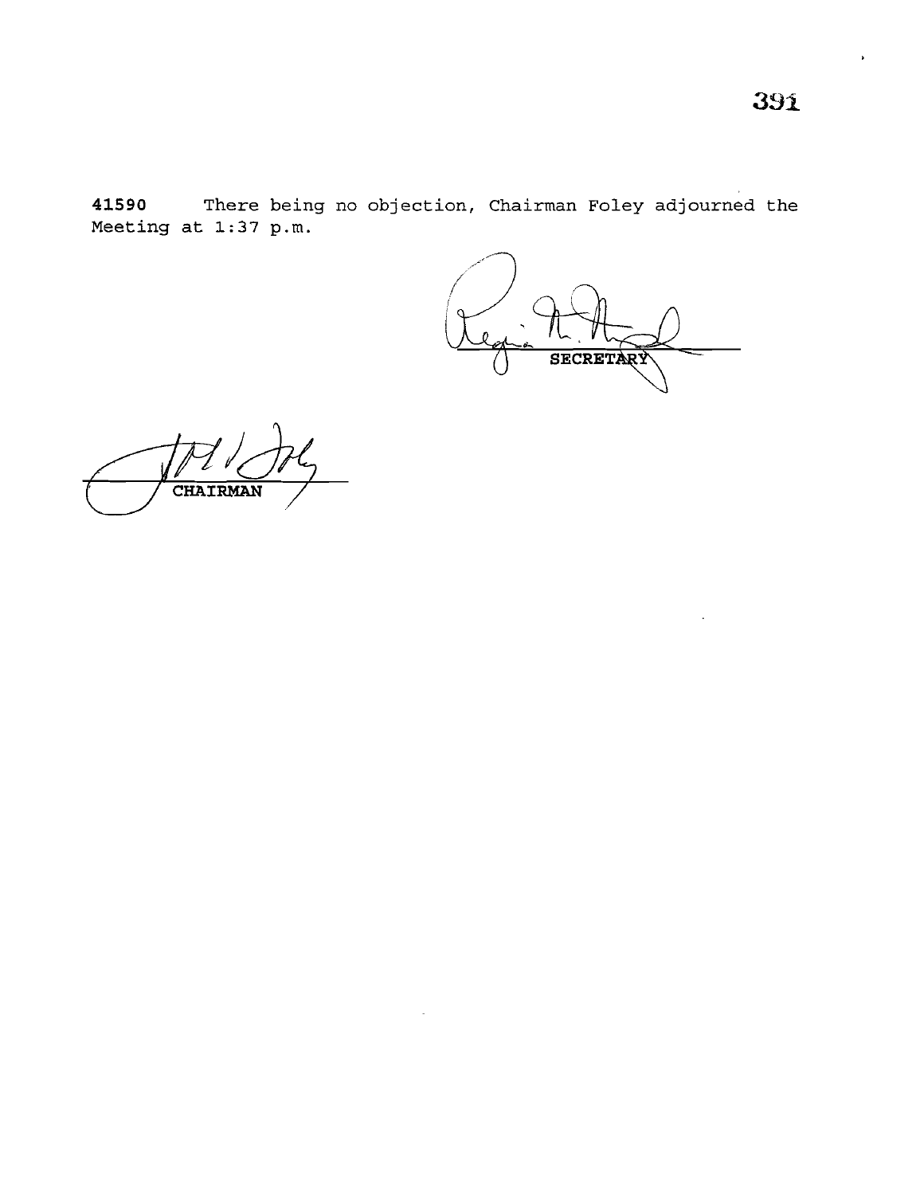**41590** There being no objection, Chairman Foley adjourned the Meeting at 1:37 p.m.

SECRETARY

CHAIRMAN